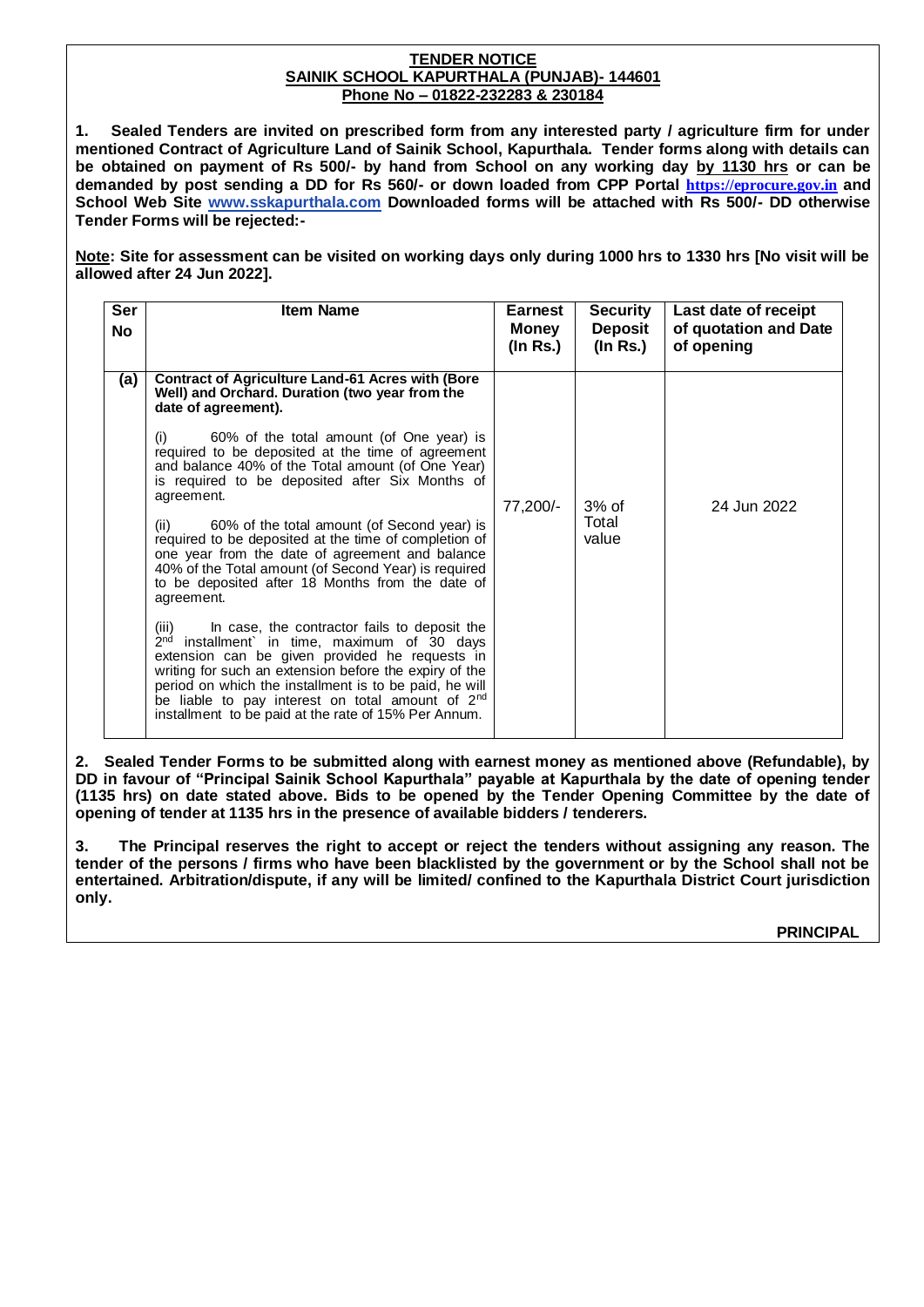**TENDER NOTICE**
**SAINIK SCHOOL KAPURTHALA (PUNJAB)- 144601**
**Phone No – 01822-232283 & 230184**

**1. Sealed Tenders are invited on prescribed form from any interested party / agriculture firm for under mentioned Contract of Agriculture Land of Sainik School, Kapurthala. Tender forms along with details can be obtained on payment of Rs 500/- by hand from School on any working day by 1130 hrs or can be demanded by post sending a DD for Rs 560/- or down loaded from CPP Portal https://eprocure.gov.in and School Web Site www.sskapurthala.com Downloaded forms will be attached with Rs 500/- DD otherwise Tender Forms will be rejected:-**

**Note: Site for assessment can be visited on working days only during 1000 hrs to 1330 hrs [No visit will be allowed after 24 Jun 2022].**

| Ser No | Item Name | Earnest Money (In Rs.) | Security Deposit (In Rs.) | Last date of receipt of quotation and Date of opening |
|---|---|---|---|---|
| (a) | **Contract of Agriculture Land-61 Acres with (Bore Well) and Orchard. Duration (two year from the date of agreement).**<br><br>(i) 60% of the total amount (of One year) is required to be deposited at the time of agreement and balance 40% of the Total amount (of One Year) is required to be deposited after Six Months of agreement.<br><br>(ii) 60% of the total amount (of Second year) is required to be deposited at the time of completion of one year from the date of agreement and balance 40% of the Total amount (of Second Year) is required to be deposited after 18 Months from the date of agreement.<br><br>(iii) In case, the contractor fails to deposit the 2nd installment` in time, maximum of 30 days extension can be given provided he requests in writing for such an extension before the expiry of the period on which the installment is to be paid, he will be liable to pay interest on total amount of 2nd installment to be paid at the rate of 15% Per Annum. | 77,200/- | 3% of Total value | 24 Jun 2022 |

**2. Sealed Tender Forms to be submitted along with earnest money as mentioned above (Refundable), by DD in favour of "Principal Sainik School Kapurthala" payable at Kapurthala by the date of opening tender (1135 hrs) on date stated above. Bids to be opened by the Tender Opening Committee by the date of opening of tender at 1135 hrs in the presence of available bidders / tenderers.**

**3. The Principal reserves the right to accept or reject the tenders without assigning any reason. The tender of the persons / firms who have been blacklisted by the government or by the School shall not be entertained. Arbitration/dispute, if any will be limited/ confined to the Kapurthala District Court jurisdiction only.**

**PRINCIPAL**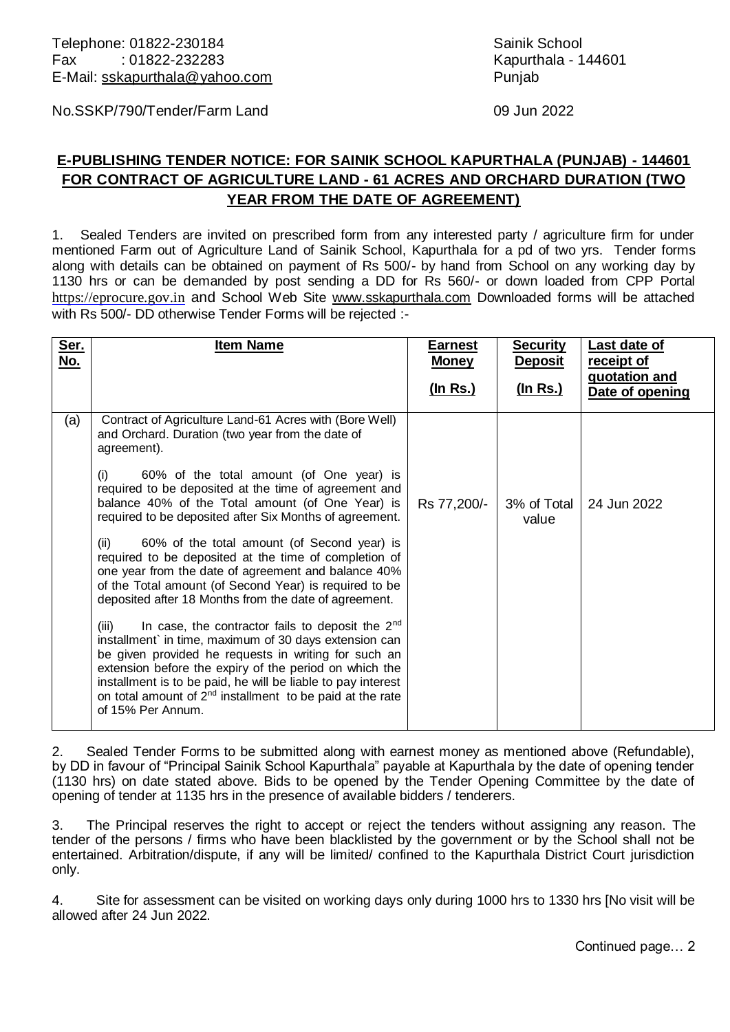Telephone: 01822-230184
Fax : 01822-232283
E-Mail: sskapurthala@yahoo.com

Sainik School
Kapurthala - 144601
Punjab

No.SSKP/790/Tender/Farm Land

09 Jun 2022

## E-PUBLISHING TENDER NOTICE: FOR SAINIK SCHOOL KAPURTHALA (PUNJAB) - 144601 FOR CONTRACT OF AGRICULTURE LAND - 61 ACRES AND ORCHARD DURATION (TWO YEAR FROM THE DATE OF AGREEMENT)

1. Sealed Tenders are invited on prescribed form from any interested party / agriculture firm for under mentioned Farm out of Agriculture Land of Sainik School, Kapurthala for a pd of two yrs. Tender forms along with details can be obtained on payment of Rs 500/- by hand from School on any working day by 1130 hrs or can be demanded by post sending a DD for Rs 560/- or down loaded from CPP Portal https://eprocure.gov.in and School Web Site www.sskapurthala.com Downloaded forms will be attached with Rs 500/- DD otherwise Tender Forms will be rejected :-

| Ser. No. | Item Name | Earnest Money (In Rs.) | Security Deposit (In Rs.) | Last date of receipt of quotation and Date of opening |
|---|---|---|---|---|
| (a) | Contract of Agriculture Land-61 Acres with (Bore Well) and Orchard. Duration (two year from the date of agreement).<br><br>(i) 60% of the total amount (of One year) is required to be deposited at the time of agreement and balance 40% of the Total amount (of One Year) is required to be deposited after Six Months of agreement.<br><br>(ii) 60% of the total amount (of Second year) is required to be deposited at the time of completion of one year from the date of agreement and balance 40% of the Total amount (of Second Year) is required to be deposited after 18 Months from the date of agreement.<br><br>(iii) In case, the contractor fails to deposit the 2nd installment` in time, maximum of 30 days extension can be given provided he requests in writing for such an extension before the expiry of the period on which the installment is to be paid, he will be liable to pay interest on total amount of 2nd installment to be paid at the rate of 15% Per Annum. | Rs 77,200/- | 3% of Total value | 24 Jun 2022 |

2. Sealed Tender Forms to be submitted along with earnest money as mentioned above (Refundable), by DD in favour of "Principal Sainik School Kapurthala" payable at Kapurthala by the date of opening tender (1130 hrs) on date stated above. Bids to be opened by the Tender Opening Committee by the date of opening of tender at 1135 hrs in the presence of available bidders / tenderers.

3. The Principal reserves the right to accept or reject the tenders without assigning any reason. The tender of the persons / firms who have been blacklisted by the government or by the School shall not be entertained. Arbitration/dispute, if any will be limited/ confined to the Kapurthala District Court jurisdiction only.

4. Site for assessment can be visited on working days only during 1000 hrs to 1330 hrs [No visit will be allowed after 24 Jun 2022.

Continued page… 2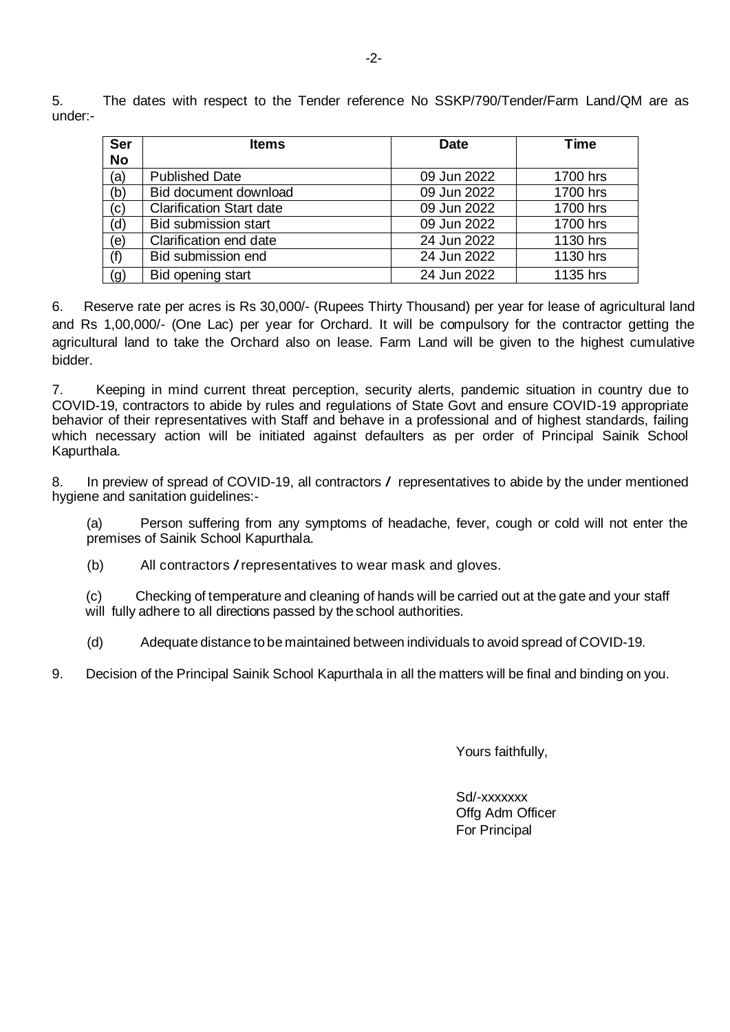5. The dates with respect to the Tender reference No SSKP/790/Tender/Farm Land/QM are as under:-

| Ser No | Items | Date | Time |
|---|---|---|---|
| (a) | Published Date | 09 Jun 2022 | 1700 hrs |
| (b) | Bid document download | 09 Jun 2022 | 1700 hrs |
| (c) | Clarification Start date | 09 Jun 2022 | 1700 hrs |
| (d) | Bid submission start | 09 Jun 2022 | 1700 hrs |
| (e) | Clarification end date | 24 Jun 2022 | 1130 hrs |
| (f) | Bid submission end | 24 Jun 2022 | 1130 hrs |
| (g) | Bid opening start | 24 Jun 2022 | 1135 hrs |

6. Reserve rate per acres is Rs 30,000/- (Rupees Thirty Thousand) per year for lease of agricultural land and Rs 1,00,000/- (One Lac) per year for Orchard. It will be compulsory for the contractor getting the agricultural land to take the Orchard also on lease. Farm Land will be given to the highest cumulative bidder.

7. Keeping in mind current threat perception, security alerts, pandemic situation in country due to COVID-19, contractors to abide by rules and regulations of State Govt and ensure COVID-19 appropriate behavior of their representatives with Staff and behave in a professional and of highest standards, failing which necessary action will be initiated against defaulters as per order of Principal Sainik School Kapurthala.

8. In preview of spread of COVID-19, all contractors / representatives to abide by the under mentioned hygiene and sanitation guidelines:-

(a) Person suffering from any symptoms of headache, fever, cough or cold will not enter the premises of Sainik School Kapurthala.

(b) All contractors / representatives to wear mask and gloves.

(c) Checking of temperature and cleaning of hands will be carried out at the gate and your staff will fully adhere to all directions passed by the school authorities.

(d) Adequate distance to be maintained between individuals to avoid spread of COVID-19.

9. Decision of the Principal Sainik School Kapurthala in all the matters will be final and binding on you.

Yours faithfully,

Sd/-xxxxxxx  
Offg Adm Officer  
For Principal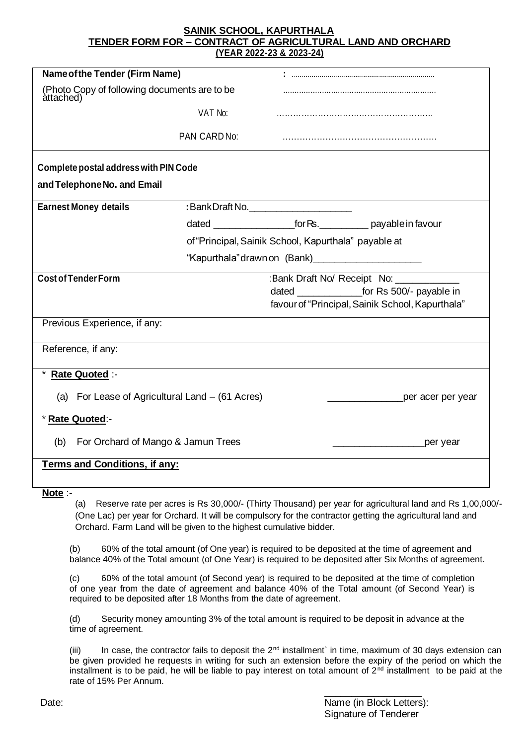**SAINIK SCHOOL, KAPURTHALA**
**TENDER FORM FOR – CONTRACT OF AGRICULTURAL LAND AND ORCHARD**
**(YEAR 2022-23 & 2023-24)**

| | |
|---|---|
| **Name of the Tender (Firm Name)** | : ........................................................................ |
| (Photo Copy of following documents are to be attached) | .................................................................... |
| VAT No: | ………………………………………………… |
| PAN CARD No: | …………………………………………… |
| **Complete postal address with PIN Code and Telephone No. and Email** | |
| **Earnest Money details** | : Bank Draft No.____________________ dated _______________for Rs._________ payable in favour of "Principal, Sainik School, Kapurthala" payable at "Kapurthala" drawn on (Bank)____________________ |
| **Cost of Tender Form** | :Bank Draft No/ Receipt No: ____________ dated ____________for Rs 500/- payable in favour of "Principal, Sainik School, Kapurthala" |
| Previous Experience, if any: | |
| Reference, if any: | |
| * **Rate Quoted** :- (a) For Lease of Agricultural Land – (61 Acres) | ______________per acer per year |
| * **Rate Quoted**:- (b) For Orchard of Mango & Jamun Trees | _________________per year |
| **Terms and Conditions, if any:** | |

**Note** :-

(a) Reserve rate per acres is Rs 30,000/- (Thirty Thousand) per year for agricultural land and Rs 1,00,000/- (One Lac) per year for Orchard. It will be compulsory for the contractor getting the agricultural land and Orchard. Farm Land will be given to the highest cumulative bidder.

(b) 60% of the total amount (of One year) is required to be deposited at the time of agreement and balance 40% of the Total amount (of One Year) is required to be deposited after Six Months of agreement.

(c) 60% of the total amount (of Second year) is required to be deposited at the time of completion of one year from the date of agreement and balance 40% of the Total amount (of Second Year) is required to be deposited after 18 Months from the date of agreement.

(d) Security money amounting 3% of the total amount is required to be deposit in advance at the time of agreement.

(iii) In case, the contractor fails to deposit the 2nd installment` in time, maximum of 30 days extension can be given provided he requests in writing for such an extension before the expiry of the period on which the installment is to be paid, he will be liable to pay interest on total amount of 2nd installment to be paid at the rate of 15% Per Annum.

Date:

__________________
Name (in Block Letters):
Signature of Tenderer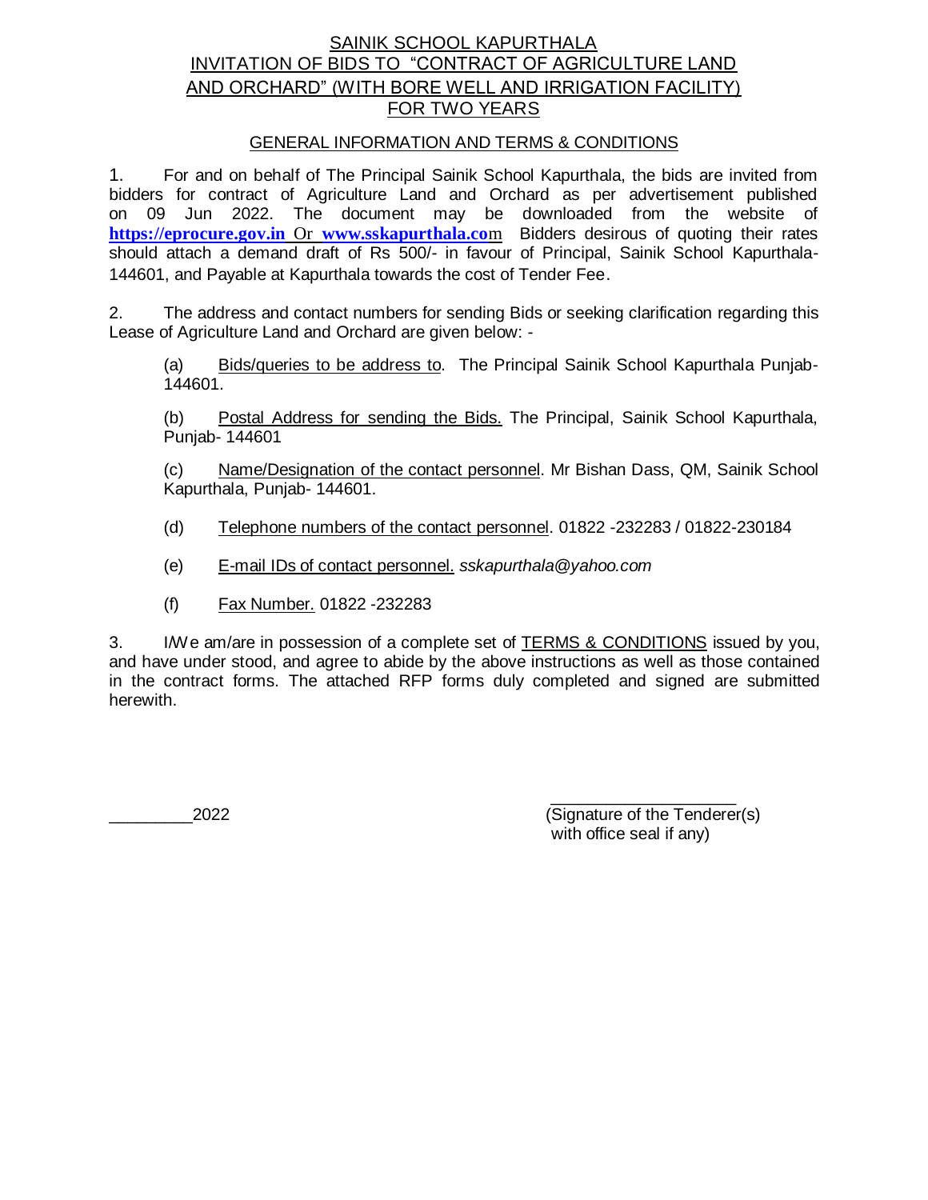# SAINIK SCHOOL KAPURTHALA
## INVITATION OF BIDS TO "CONTRACT OF AGRICULTURE LAND AND ORCHARD" (WITH BORE WELL AND IRRIGATION FACILITY) FOR TWO YEARS

### GENERAL INFORMATION AND TERMS & CONDITIONS

1. For and on behalf of The Principal Sainik School Kapurthala, the bids are invited from bidders for contract of Agriculture Land and Orchard as per advertisement published on 09 Jun 2022. The document may be downloaded from the website of **https://eprocure.gov.in** Or **www.sskapurthala.com** Bidders desirous of quoting their rates should attach a demand draft of Rs 500/- in favour of Principal, Sainik School Kapurthala-144601, and Payable at Kapurthala towards the cost of Tender Fee.

2. The address and contact numbers for sending Bids or seeking clarification regarding this Lease of Agriculture Land and Orchard are given below: -

   (a) Bids/queries to be address to. The Principal Sainik School Kapurthala Punjab-144601.

   (b) Postal Address for sending the Bids. The Principal, Sainik School Kapurthala, Punjab- 144601

   (c) Name/Designation of the contact personnel. Mr Bishan Dass, QM, Sainik School Kapurthala, Punjab- 144601.

   (d) Telephone numbers of the contact personnel. 01822 -232283 / 01822-230184

   (e) E-mail IDs of contact personnel. *sskapurthala@yahoo.com*

   (f) Fax Number. 01822 -232283

3. I/We am/are in possession of a complete set of TERMS & CONDITIONS issued by you, and have under stood, and agree to abide by the above instructions as well as those contained in the contract forms. The attached RFP forms duly completed and signed are submitted herewith.

_________2022

____________________
(Signature of the Tenderer(s) with office seal if any)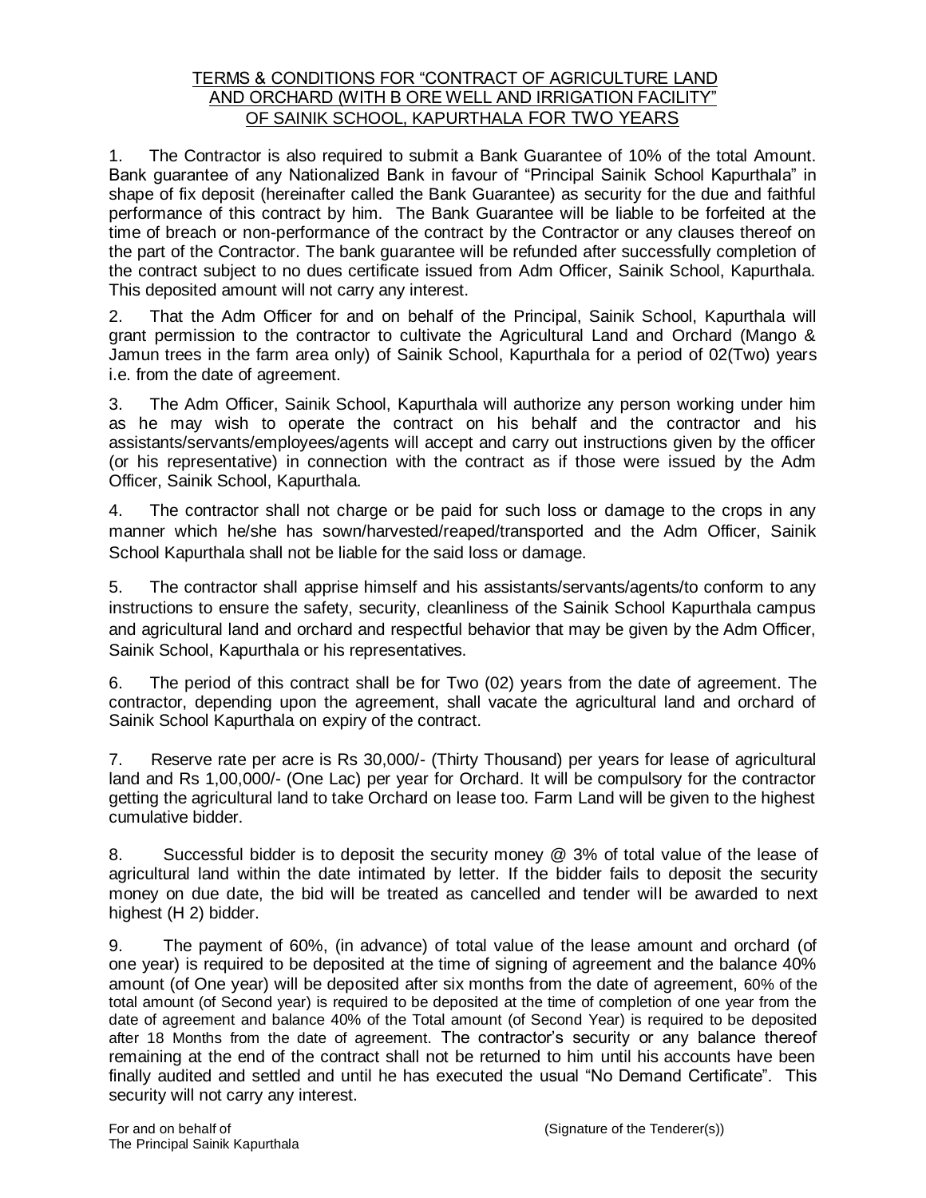## TERMS & CONDITIONS FOR "CONTRACT OF AGRICULTURE LAND AND ORCHARD (WITH B ORE WELL AND IRRIGATION FACILITY" OF SAINIK SCHOOL, KAPURTHALA FOR TWO YEARS

1. The Contractor is also required to submit a Bank Guarantee of 10% of the total Amount. Bank guarantee of any Nationalized Bank in favour of "Principal Sainik School Kapurthala" in shape of fix deposit (hereinafter called the Bank Guarantee) as security for the due and faithful performance of this contract by him. The Bank Guarantee will be liable to be forfeited at the time of breach or non-performance of the contract by the Contractor or any clauses thereof on the part of the Contractor. The bank guarantee will be refunded after successfully completion of the contract subject to no dues certificate issued from Adm Officer, Sainik School, Kapurthala. This deposited amount will not carry any interest.

2. That the Adm Officer for and on behalf of the Principal, Sainik School, Kapurthala will grant permission to the contractor to cultivate the Agricultural Land and Orchard (Mango & Jamun trees in the farm area only) of Sainik School, Kapurthala for a period of 02(Two) years i.e. from the date of agreement.

3. The Adm Officer, Sainik School, Kapurthala will authorize any person working under him as he may wish to operate the contract on his behalf and the contractor and his assistants/servants/employees/agents will accept and carry out instructions given by the officer (or his representative) in connection with the contract as if those were issued by the Adm Officer, Sainik School, Kapurthala.

4. The contractor shall not charge or be paid for such loss or damage to the crops in any manner which he/she has sown/harvested/reaped/transported and the Adm Officer, Sainik School Kapurthala shall not be liable for the said loss or damage.

5. The contractor shall apprise himself and his assistants/servants/agents/to conform to any instructions to ensure the safety, security, cleanliness of the Sainik School Kapurthala campus and agricultural land and orchard and respectful behavior that may be given by the Adm Officer, Sainik School, Kapurthala or his representatives.

6. The period of this contract shall be for Two (02) years from the date of agreement. The contractor, depending upon the agreement, shall vacate the agricultural land and orchard of Sainik School Kapurthala on expiry of the contract.

7. Reserve rate per acre is Rs 30,000/- (Thirty Thousand) per years for lease of agricultural land and Rs 1,00,000/- (One Lac) per year for Orchard. It will be compulsory for the contractor getting the agricultural land to take Orchard on lease too. Farm Land will be given to the highest cumulative bidder.

8. Successful bidder is to deposit the security money @ 3% of total value of the lease of agricultural land within the date intimated by letter. If the bidder fails to deposit the security money on due date, the bid will be treated as cancelled and tender will be awarded to next highest (H 2) bidder.

9. The payment of 60%, (in advance) of total value of the lease amount and orchard (of one year) is required to be deposited at the time of signing of agreement and the balance 40% amount (of One year) will be deposited after six months from the date of agreement, 60% of the total amount (of Second year) is required to be deposited at the time of completion of one year from the date of agreement and balance 40% of the Total amount (of Second Year) is required to be deposited after 18 Months from the date of agreement. The contractor's security or any balance thereof remaining at the end of the contract shall not be returned to him until his accounts have been finally audited and settled and until he has executed the usual "No Demand Certificate". This security will not carry any interest.

For and on behalf of
The Principal Sainik Kapurthala

(Signature of the Tenderer(s))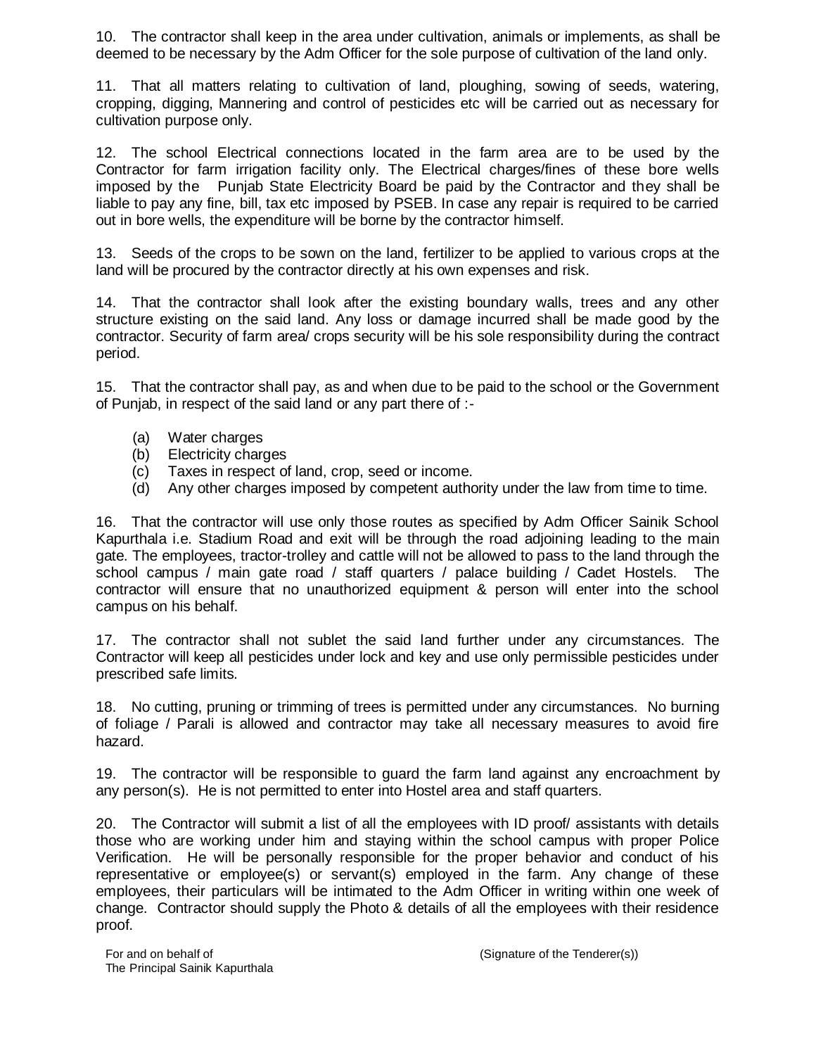10. The contractor shall keep in the area under cultivation, animals or implements, as shall be deemed to be necessary by the Adm Officer for the sole purpose of cultivation of the land only.

11. That all matters relating to cultivation of land, ploughing, sowing of seeds, watering, cropping, digging, Mannering and control of pesticides etc will be carried out as necessary for cultivation purpose only.

12. The school Electrical connections located in the farm area are to be used by the Contractor for farm irrigation facility only. The Electrical charges/fines of these bore wells imposed by the Punjab State Electricity Board be paid by the Contractor and they shall be liable to pay any fine, bill, tax etc imposed by PSEB. In case any repair is required to be carried out in bore wells, the expenditure will be borne by the contractor himself.

13. Seeds of the crops to be sown on the land, fertilizer to be applied to various crops at the land will be procured by the contractor directly at his own expenses and risk.

14. That the contractor shall look after the existing boundary walls, trees and any other structure existing on the said land. Any loss or damage incurred shall be made good by the contractor. Security of farm area/ crops security will be his sole responsibility during the contract period.

15. That the contractor shall pay, as and when due to be paid to the school or the Government of Punjab, in respect of the said land or any part there of :-

(a) Water charges
(b) Electricity charges
(c) Taxes in respect of land, crop, seed or income.
(d) Any other charges imposed by competent authority under the law from time to time.

16. That the contractor will use only those routes as specified by Adm Officer Sainik School Kapurthala i.e. Stadium Road and exit will be through the road adjoining leading to the main gate. The employees, tractor-trolley and cattle will not be allowed to pass to the land through the school campus / main gate road / staff quarters / palace building / Cadet Hostels. The contractor will ensure that no unauthorized equipment & person will enter into the school campus on his behalf.

17. The contractor shall not sublet the said land further under any circumstances. The Contractor will keep all pesticides under lock and key and use only permissible pesticides under prescribed safe limits.

18. No cutting, pruning or trimming of trees is permitted under any circumstances. No burning of foliage / Parali is allowed and contractor may take all necessary measures to avoid fire hazard.

19. The contractor will be responsible to guard the farm land against any encroachment by any person(s). He is not permitted to enter into Hostel area and staff quarters.

20. The Contractor will submit a list of all the employees with ID proof/ assistants with details those who are working under him and staying within the school campus with proper Police Verification. He will be personally responsible for the proper behavior and conduct of his representative or employee(s) or servant(s) employed in the farm. Any change of these employees, their particulars will be intimated to the Adm Officer in writing within one week of change. Contractor should supply the Photo & details of all the employees with their residence proof.

For and on behalf of
The Principal Sainik Kapurthala

(Signature of the Tenderer(s))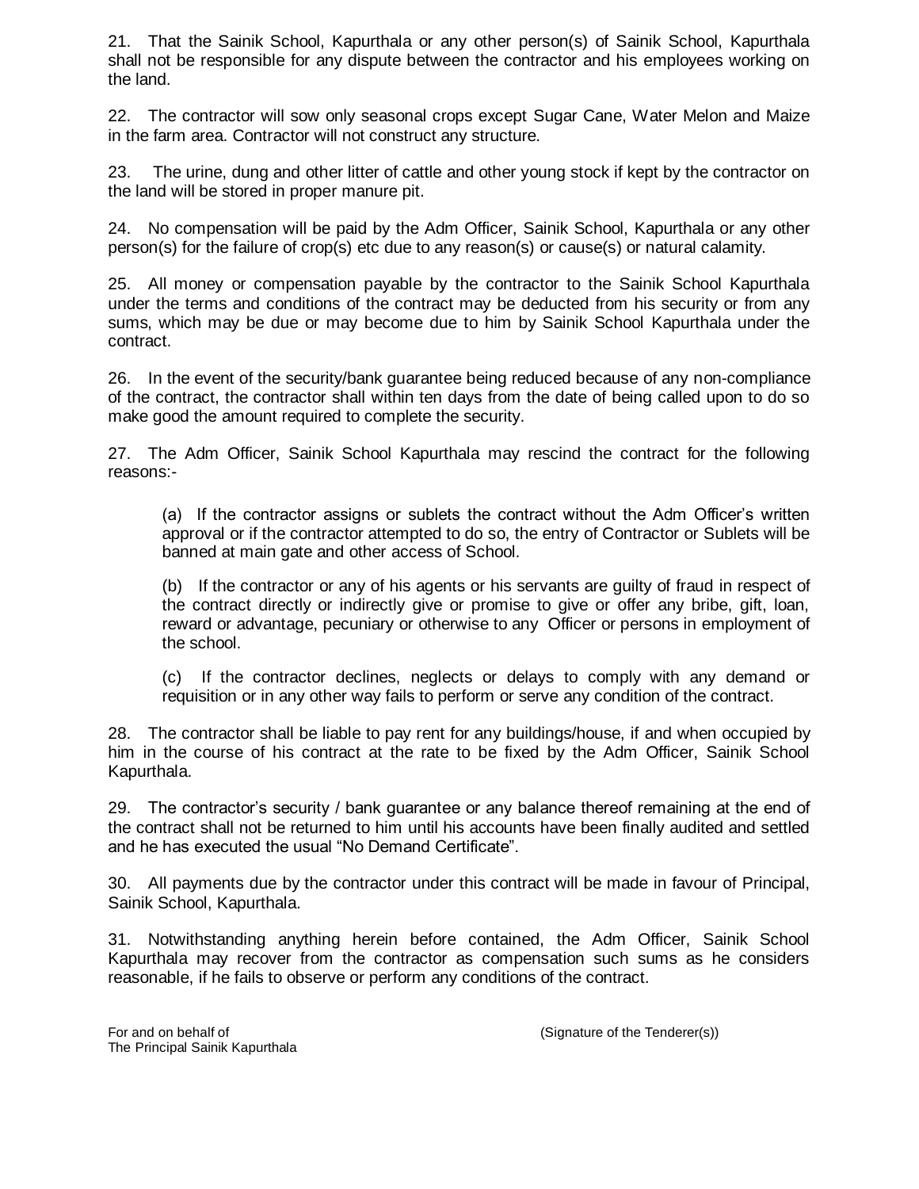21. That the Sainik School, Kapurthala or any other person(s) of Sainik School, Kapurthala shall not be responsible for any dispute between the contractor and his employees working on the land.

22. The contractor will sow only seasonal crops except Sugar Cane, Water Melon and Maize in the farm area. Contractor will not construct any structure.

23. The urine, dung and other litter of cattle and other young stock if kept by the contractor on the land will be stored in proper manure pit.

24. No compensation will be paid by the Adm Officer, Sainik School, Kapurthala or any other person(s) for the failure of crop(s) etc due to any reason(s) or cause(s) or natural calamity.

25. All money or compensation payable by the contractor to the Sainik School Kapurthala under the terms and conditions of the contract may be deducted from his security or from any sums, which may be due or may become due to him by Sainik School Kapurthala under the contract.

26. In the event of the security/bank guarantee being reduced because of any non-compliance of the contract, the contractor shall within ten days from the date of being called upon to do so make good the amount required to complete the security.

27. The Adm Officer, Sainik School Kapurthala may rescind the contract for the following reasons:-

(a) If the contractor assigns or sublets the contract without the Adm Officer's written approval or if the contractor attempted to do so, the entry of Contractor or Sublets will be banned at main gate and other access of School.

(b) If the contractor or any of his agents or his servants are guilty of fraud in respect of the contract directly or indirectly give or promise to give or offer any bribe, gift, loan, reward or advantage, pecuniary or otherwise to any Officer or persons in employment of the school.

(c) If the contractor declines, neglects or delays to comply with any demand or requisition or in any other way fails to perform or serve any condition of the contract.

28. The contractor shall be liable to pay rent for any buildings/house, if and when occupied by him in the course of his contract at the rate to be fixed by the Adm Officer, Sainik School Kapurthala.

29. The contractor's security / bank guarantee or any balance thereof remaining at the end of the contract shall not be returned to him until his accounts have been finally audited and settled and he has executed the usual "No Demand Certificate".

30. All payments due by the contractor under this contract will be made in favour of Principal, Sainik School, Kapurthala.

31. Notwithstanding anything herein before contained, the Adm Officer, Sainik School Kapurthala may recover from the contractor as compensation such sums as he considers reasonable, if he fails to observe or perform any conditions of the contract.

For and on behalf of
The Principal Sainik Kapurthala

(Signature of the Tenderer(s))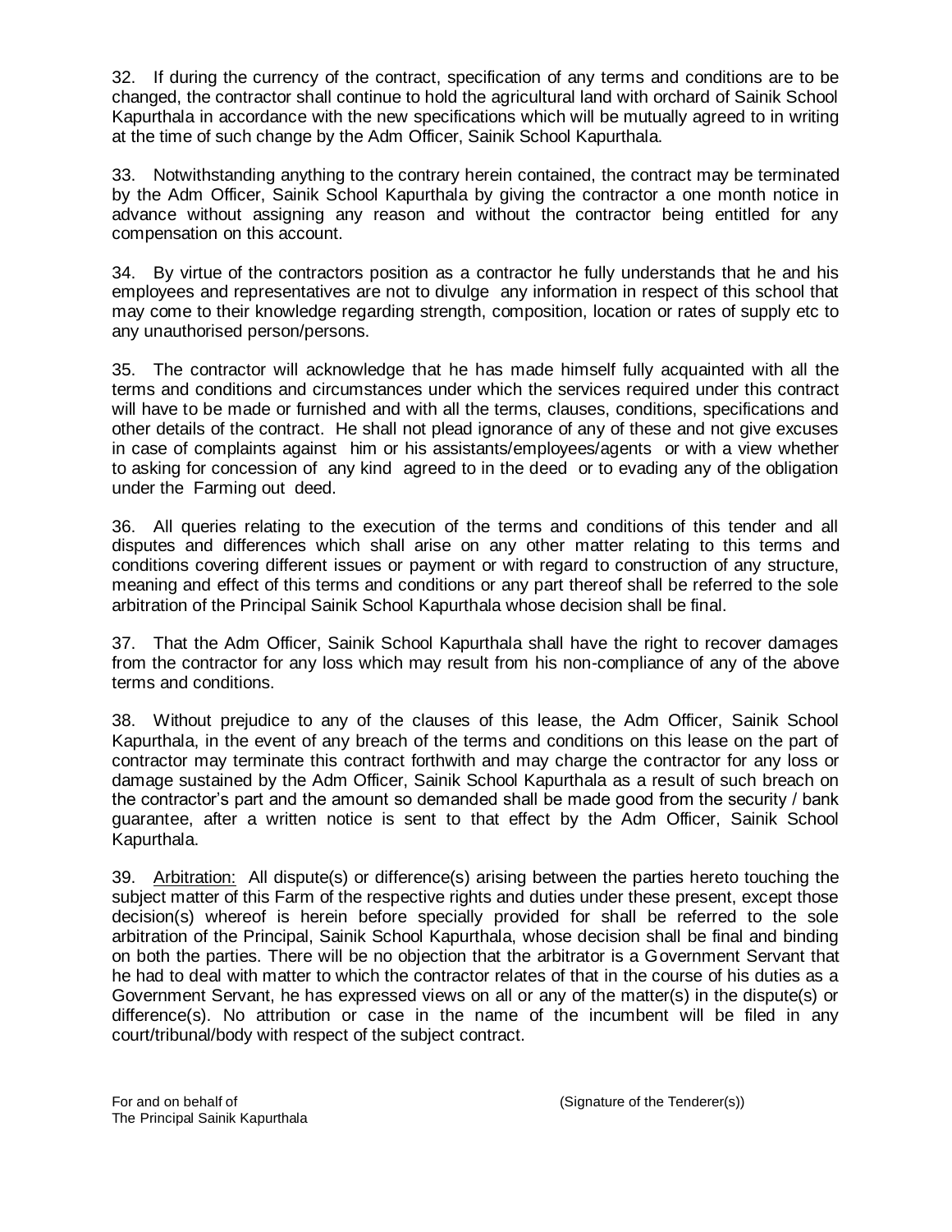32. If during the currency of the contract, specification of any terms and conditions are to be changed, the contractor shall continue to hold the agricultural land with orchard of Sainik School Kapurthala in accordance with the new specifications which will be mutually agreed to in writing at the time of such change by the Adm Officer, Sainik School Kapurthala.

33. Notwithstanding anything to the contrary herein contained, the contract may be terminated by the Adm Officer, Sainik School Kapurthala by giving the contractor a one month notice in advance without assigning any reason and without the contractor being entitled for any compensation on this account.

34. By virtue of the contractors position as a contractor he fully understands that he and his employees and representatives are not to divulge any information in respect of this school that may come to their knowledge regarding strength, composition, location or rates of supply etc to any unauthorised person/persons.

35. The contractor will acknowledge that he has made himself fully acquainted with all the terms and conditions and circumstances under which the services required under this contract will have to be made or furnished and with all the terms, clauses, conditions, specifications and other details of the contract. He shall not plead ignorance of any of these and not give excuses in case of complaints against him or his assistants/employees/agents or with a view whether to asking for concession of any kind agreed to in the deed or to evading any of the obligation under the Farming out deed.

36. All queries relating to the execution of the terms and conditions of this tender and all disputes and differences which shall arise on any other matter relating to this terms and conditions covering different issues or payment or with regard to construction of any structure, meaning and effect of this terms and conditions or any part thereof shall be referred to the sole arbitration of the Principal Sainik School Kapurthala whose decision shall be final.

37. That the Adm Officer, Sainik School Kapurthala shall have the right to recover damages from the contractor for any loss which may result from his non-compliance of any of the above terms and conditions.

38. Without prejudice to any of the clauses of this lease, the Adm Officer, Sainik School Kapurthala, in the event of any breach of the terms and conditions on this lease on the part of contractor may terminate this contract forthwith and may charge the contractor for any loss or damage sustained by the Adm Officer, Sainik School Kapurthala as a result of such breach on the contractor's part and the amount so demanded shall be made good from the security / bank guarantee, after a written notice is sent to that effect by the Adm Officer, Sainik School Kapurthala.

39. Arbitration: All dispute(s) or difference(s) arising between the parties hereto touching the subject matter of this Farm of the respective rights and duties under these present, except those decision(s) whereof is herein before specially provided for shall be referred to the sole arbitration of the Principal, Sainik School Kapurthala, whose decision shall be final and binding on both the parties. There will be no objection that the arbitrator is a Government Servant that he had to deal with matter to which the contractor relates of that in the course of his duties as a Government Servant, he has expressed views on all or any of the matter(s) in the dispute(s) or difference(s). No attribution or case in the name of the incumbent will be filed in any court/tribunal/body with respect of the subject contract.

For and on behalf of
The Principal Sainik Kapurthala

(Signature of the Tenderer(s))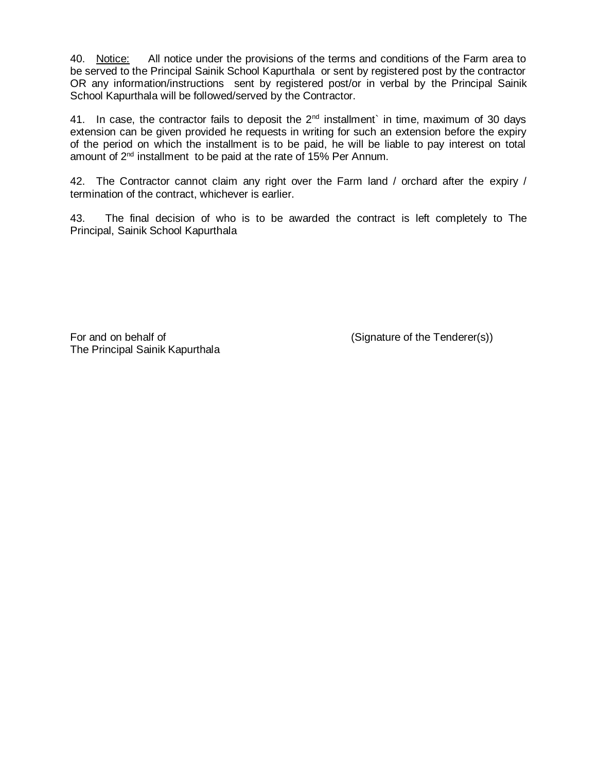40. <u>Notice:</u> All notice under the provisions of the terms and conditions of the Farm area to be served to the Principal Sainik School Kapurthala or sent by registered post by the contractor OR any information/instructions sent by registered post/or in verbal by the Principal Sainik School Kapurthala will be followed/served by the Contractor.

41. In case, the contractor fails to deposit the 2nd installment` in time, maximum of 30 days extension can be given provided he requests in writing for such an extension before the expiry of the period on which the installment is to be paid, he will be liable to pay interest on total amount of 2nd installment to be paid at the rate of 15% Per Annum.

42. The Contractor cannot claim any right over the Farm land / orchard after the expiry / termination of the contract, whichever is earlier.

43. The final decision of who is to be awarded the contract is left completely to The Principal, Sainik School Kapurthala

For and on behalf of
The Principal Sainik Kapurthala

(Signature of the Tenderer(s))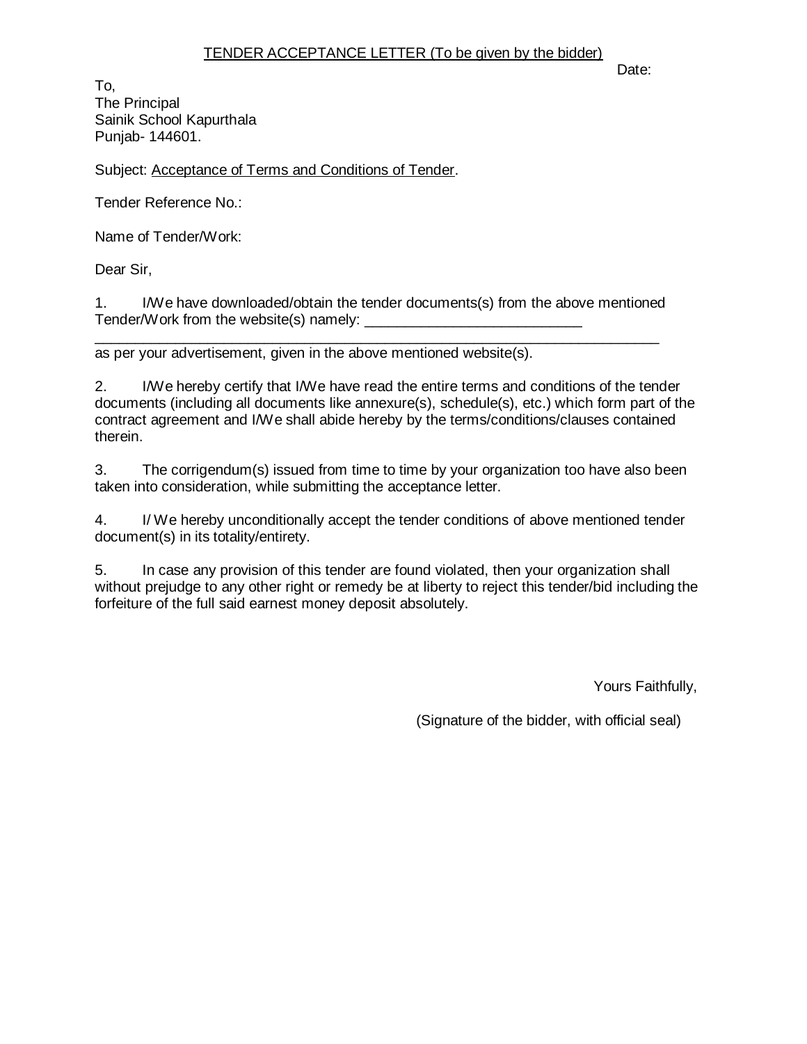<u>TENDER ACCEPTANCE LETTER (To be given by the bidder)</u>

Date:

To,
The Principal
Sainik School Kapurthala
Punjab- 144601.

Subject: <u>Acceptance of Terms and Conditions of Tender</u>.

Tender Reference No.:

Name of Tender/Work:

Dear Sir,

1. I/We have downloaded/obtain the tender documents(s) from the above mentioned Tender/Work from the website(s) namely: ___________________________
__________________________________________________________________________
as per your advertisement, given in the above mentioned website(s).

2. I/We hereby certify that I/We have read the entire terms and conditions of the tender documents (including all documents like annexure(s), schedule(s), etc.) which form part of the contract agreement and I/We shall abide hereby by the terms/conditions/clauses contained therein.

3. The corrigendum(s) issued from time to time by your organization too have also been taken into consideration, while submitting the acceptance letter.

4. I/ We hereby unconditionally accept the tender conditions of above mentioned tender document(s) in its totality/entirety.

5. In case any provision of this tender are found violated, then your organization shall without prejudge to any other right or remedy be at liberty to reject this tender/bid including the forfeiture of the full said earnest money deposit absolutely.

Yours Faithfully,

(Signature of the bidder, with official seal)